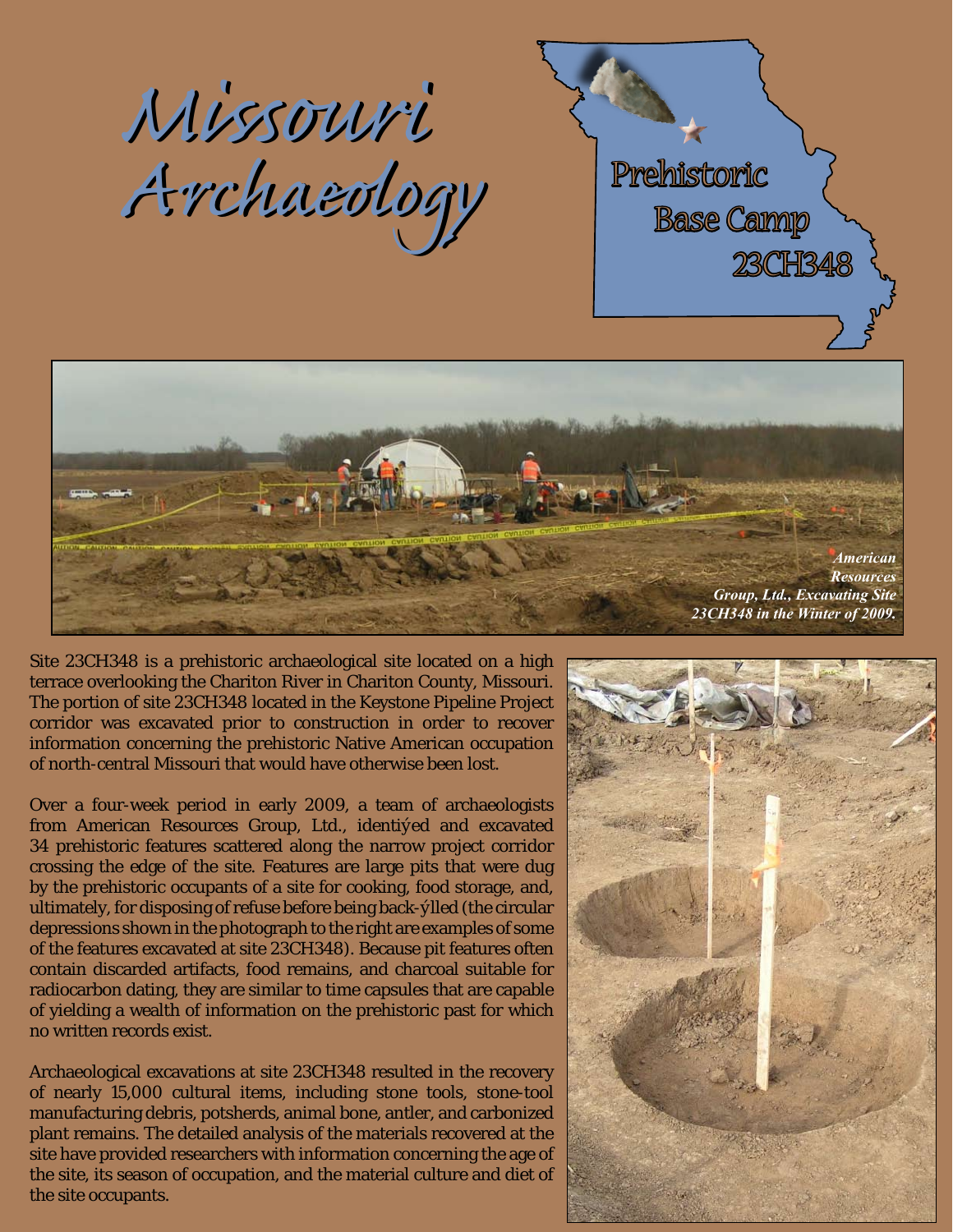# Missouri Archaeology

## Prehistoric Base Camp 23CH348

*American Resources Group, Ltd., Excavating Site 23CH348 in the Winter of 2009.*

Site 23CH348 is a prehistoric archaeological site located on a high terrace overlooking the Chariton River in Chariton County, Missouri. The portion of site 23CH348 located in the Keystone Pipeline Project corridor was excavated prior to construction in order to recover information concerning the prehistoric Native American occupation of north-central Missouri that would have otherwise been lost.

Over a four-week period in early 2009, a team of archaeologists from American Resources Group, Ltd., identiýed and excavated 34 prehistoric features scattered along the narrow project corridor crossing the edge of the site. Features are large pits that were dug by the prehistoric occupants of a site for cooking, food storage, and, ultimately, for disposing of refuse before being back-ýlled (the circular depressions shown in the photograph to the right are examples of some of the features excavated at site 23CH348). Because pit features often contain discarded artifacts, food remains, and charcoal suitable for radiocarbon dating, they are similar to time capsules that are capable of yielding a wealth of information on the prehistoric past for which no written records exist.

Archaeological excavations at site 23CH348 resulted in the recovery of nearly 15,000 cultural items, including stone tools, stone-tool manufacturing debris, potsherds, animal bone, antler, and carbonized plant remains. The detailed analysis of the materials recovered at the site have provided researchers with information concerning the age of the site, its season of occupation, and the material culture and diet of the site occupants.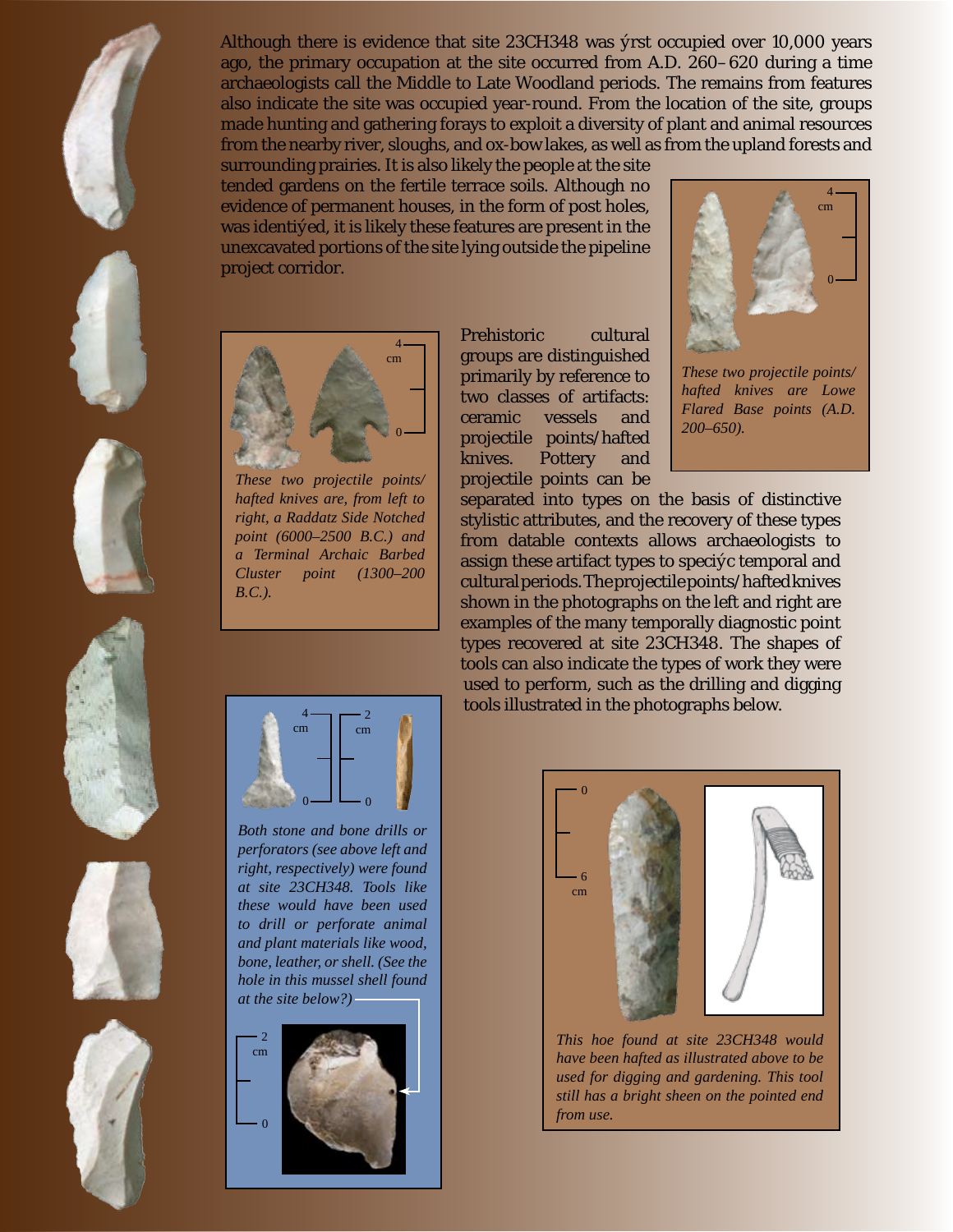Although there is evidence that site 23CH348 was first occupied over 10,000 years ago, the primary occupation at the site occurred from A.D. 260–620 during a time archaeologists call the Middle to Late Woodland periods. The remains from features also indicate the site was occupied year-round. From the location of the site, groups made hunting and gathering forays to exploit a diversity of plant and animal resources from the nearby river, sloughs, and ox-bow lakes, as well as from the upland forests and surrounding prairies. It is also likely the people at the site tended gardens on the fertile terrace soils. Although no evidence of permanent houses, in the form of post holes, was identified, it is likely these features are present in the unexcavated portions of the site lying outside the pipeline project corridor.

*These two projectile points/hafted knives are Lowe Flared Base points (A.D. 200–650).*

*These two projectile points/hafted knives are, from left to right, a Raddatz Side Notched point (6000–2500 B.C.) and a Terminal Archaic Barbed Cluster point (1300–200 B.C.).*

Prehistoric cultural groups are distinguished primarily by reference to two classes of artifacts: ceramic vessels and projectile points/hafted knives. Pottery and projectile points can be separated into types on the basis of distinctive stylistic attributes, and the recovery of these types from datable contexts allows archaeologists to assign these artifact types to specific temporal and cultural periods. The projectile points/hafted knives shown in the photographs on the left and right are examples of the many temporally diagnostic point types recovered at site 23CH348. The shapes of tools can also indicate the types of work they were used to perform, such as the drilling and digging tools illustrated in the photographs below.

*Both stone and bone drills or perforators (see above left and right, respectively) were found at site 23CH348. Tools like these would have been used to drill or perforate animal and plant materials like wood, bone, leather, or shell. (See the hole in this mussel shell found at the site below?)*

*This hoe found at site 23CH348 would have been hafted as illustrated above to be used for digging and gardening. This tool still has a bright sheen on the pointed end from use.*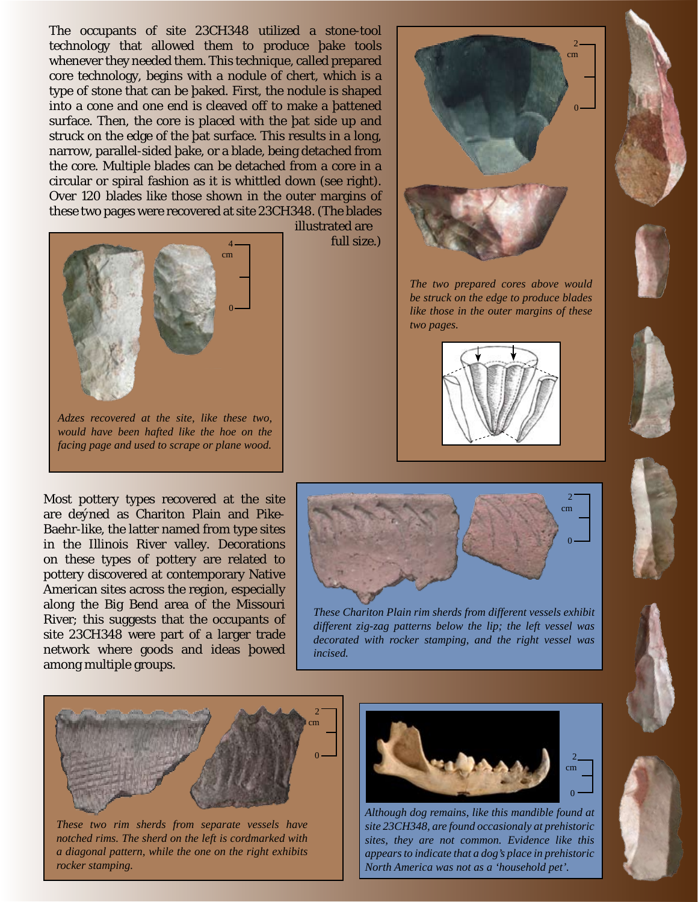The occupants of site 23CH348 utilized a stone-tool technology that allowed them to produce þake tools whenever they needed them. This technique, called prepared core technology, begins with a nodule of chert, which is a type of stone that can be þaked. First, the nodule is shaped into a cone and one end is cleaved off to make a þattened surface. Then, the core is placed with the þat side up and struck on the edge of the þat surface. This results in a long, narrow, parallel-sided þake, or a blade, being detached from the core. Multiple blades can be detached from a core in a circular or spiral fashion as it is whittled down (see right). Over 120 blades like those shown in the outer margins of these two pages were recovered at site 23CH348. (The blades illustrated are full size.)

*Adzes recovered at the site, like these two, would have been hafted like the hoe on the facing page and used to scrape or plane wood.*

*The two prepared cores above would be struck on the edge to produce blades like those in the outer margins of these two pages.*

Most pottery types recovered at the site are deýned as Chariton Plain and Pike-Baehr-like, the latter named from type sites in the Illinois River valley. Decorations on these types of pottery are related to pottery discovered at contemporary Native American sites across the region, especially along the Big Bend area of the Missouri River; this suggests that the occupants of site 23CH348 were part of a larger trade network where goods and ideas þowed among multiple groups.

*These Chariton Plain rim sherds from different vessels exhibit different zig-zag patterns below the lip; the left vessel was decorated with rocker stamping, and the right vessel was incised.*

*These two rim sherds from separate vessels have notched rims. The sherd on the left is cordmarked with a diagonal pattern, while the one on the right exhibits rocker stamping.*

*Although dog remains, like this mandible found at site 23CH348, are found occasionaly at prehistoric sites, they are not common. Evidence like this appears to indicate that a dog's place in prehistoric North America was not as a 'household pet'.*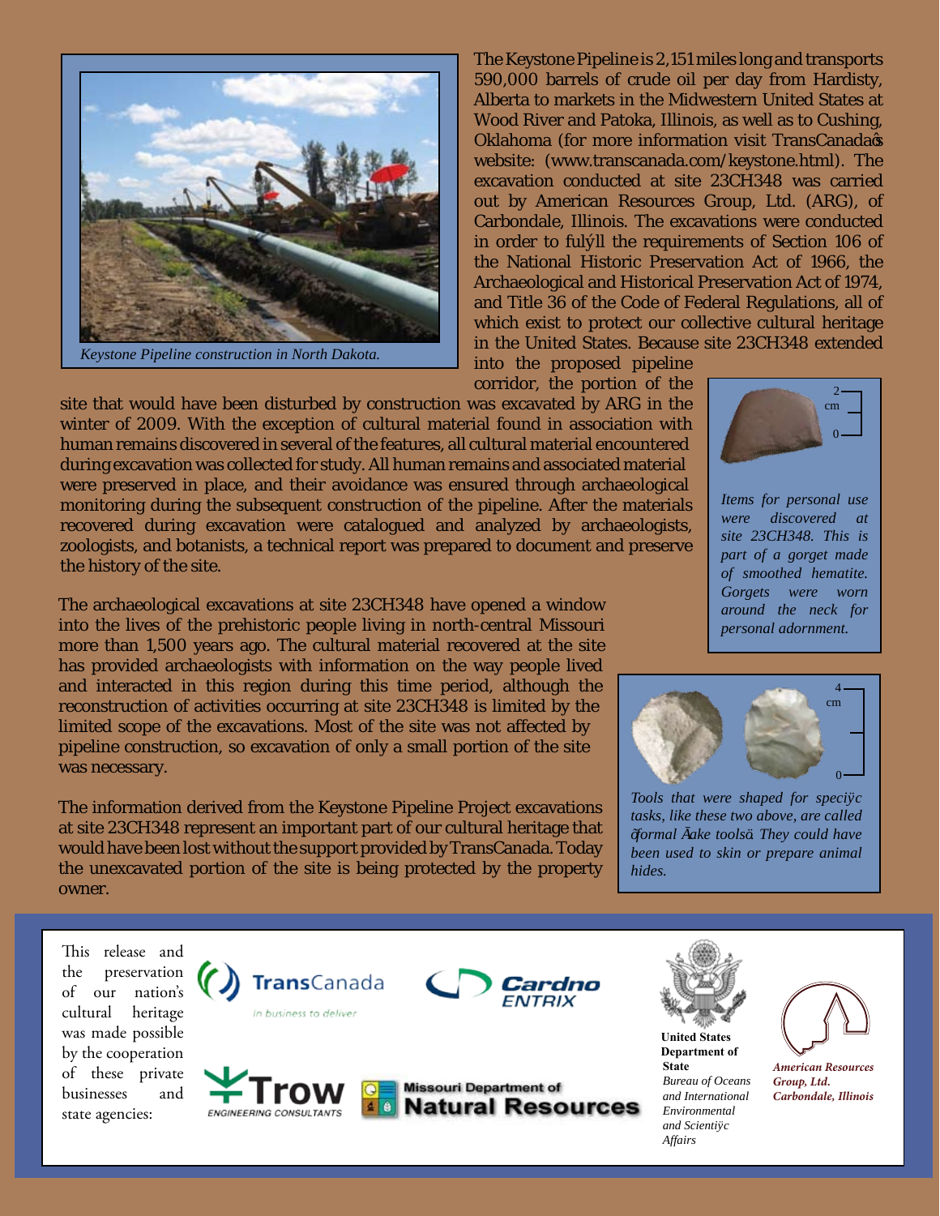*Keystone Pipeline construction in North Dakota.*

The Keystone Pipeline is 2,151 miles long and transports 590,000 barrels of crude oil per day from Hardisty, Alberta to markets in the Midwestern United States at Wood River and Patoka, Illinois, as well as to Cushing, Oklahoma (for more information visit TransCanada's website: (www.transcanada.com/keystone.html). The excavation conducted at site 23CH348 was carried out by American Resources Group, Ltd. (ARG), of Carbondale, Illinois. The excavations were conducted in order to fulfill the requirements of Section 106 of the National Historic Preservation Act of 1966, the Archaeological and Historical Preservation Act of 1974, and Title 36 of the Code of Federal Regulations, all of which exist to protect our collective cultural heritage in the United States. Because site 23CH348 extended into the proposed pipeline corridor, the portion of the site that would have been disturbed by construction was excavated by ARG in the winter of 2009. With the exception of cultural material found in association with human remains discovered in several of the features, all cultural material encountered during excavation was collected for study. All human remains and associated material were preserved in place, and their avoidance was ensured through archaeological monitoring during the subsequent construction of the pipeline. After the materials recovered during excavation were catalogued and analyzed by archaeologists, zoologists, and botanists, a technical report was prepared to document and preserve the history of the site.

The archaeological excavations at site 23CH348 have opened a window into the lives of the prehistoric people living in north-central Missouri more than 1,500 years ago. The cultural material recovered at the site has provided archaeologists with information on the way people lived and interacted in this region during this time period, although the reconstruction of activities occurring at site 23CH348 is limited by the limited scope of the excavations. Most of the site was not affected by pipeline construction, so excavation of only a small portion of the site was necessary.

The information derived from the Keystone Pipeline Project excavations at site 23CH348 represent an important part of our cultural heritage that would have been lost without the support provided by TransCanada. Today the unexcavated portion of the site is being protected by the property owner.

*Items for personal use were discovered at site 23CH348. This is part of a gorget made of smoothed hematite. Gorgets were worn around the neck for personal adornment.*

*Tools that were shaped for specific tasks, like these two above, are called "formal flake tools". They could have been used to skin or prepare animal hides.*

This release and the preservation of our nation's cultural heritage was made possible by the cooperation of these private businesses and state agencies:

TransCanada — In business to deliver

Cardno ENTRIX

Trow Engineering Consultants

Missouri Department of Natural Resources

**United States Department of State**
*Bureau of Oceans and International Environmental and Scientific Affairs*

***American Resources Group, Ltd. Carbondale, Illinois***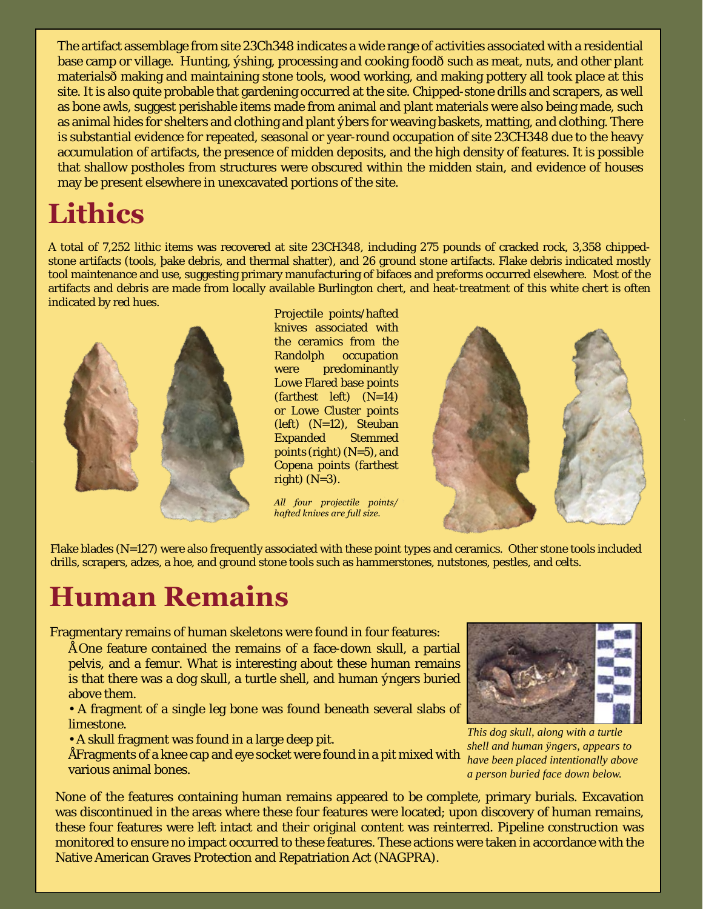The artifact assemblage from site 23Ch348 indicates a wide range of activities associated with a residential base camp or village. Hunting, ýshing, processing and cooking foodð such as meat, nuts, and other plant materialsð making and maintaining stone tools, wood working, and making pottery all took place at this site. It is also quite probable that gardening occurred at the site. Chipped-stone drills and scrapers, as well as bone awls, suggest perishable items made from animal and plant materials were also being made, such as animal hides for shelters and clothing and plant ýbers for weaving baskets, matting, and clothing. There is substantial evidence for repeated, seasonal or year-round occupation of site 23CH348 due to the heavy accumulation of artifacts, the presence of midden deposits, and the high density of features. It is possible that shallow postholes from structures were obscured within the midden stain, and evidence of houses may be present elsewhere in unexcavated portions of the site.

# Lithics

A total of 7,252 lithic items was recovered at site 23CH348, including 275 pounds of cracked rock, 3,358 chipped-stone artifacts (tools, þake debris, and thermal shatter), and 26 ground stone artifacts. Flake debris indicated mostly tool maintenance and use, suggesting primary manufacturing of bifaces and preforms occurred elsewhere. Most of the artifacts and debris are made from locally available Burlington chert, and heat-treatment of this white chert is often indicated by red hues.

Projectile points/hafted knives associated with the ceramics from the Randolph occupation were predominantly Lowe Flared base points (farthest left) (N=14) or Lowe Cluster points (left) (N=12), Steuban Expanded Stemmed points (right) (N=5), and Copena points (farthest right) (N=3).

*All four projectile points/ hafted knives are full size.*

Flake blades (N=127) were also frequently associated with these point types and ceramics. Other stone tools included drills, scrapers, adzes, a hoe, and ground stone tools such as hammerstones, nutstones, pestles, and celts.

# Human Remains

Fragmentary remains of human skeletons were found in four features:

- One feature contained the remains of a face-down skull, a partial pelvis, and a femur. What is interesting about these human remains is that there was a dog skull, a turtle shell, and human ýngers buried above them.
- A fragment of a single leg bone was found beneath several slabs of limestone.
- A skull fragment was found in a large deep pit.
- Fragments of a knee cap and eye socket were found in a pit mixed with various animal bones.

*This dog skull, along with a turtle shell and human ÿngers, appears to have been placed intentionally above a person buried face down below.*

None of the features containing human remains appeared to be complete, primary burials. Excavation was discontinued in the areas where these four features were located; upon discovery of human remains, these four features were left intact and their original content was reinterred. Pipeline construction was monitored to ensure no impact occurred to these features. These actions were taken in accordance with the Native American Graves Protection and Repatriation Act (NAGPRA).